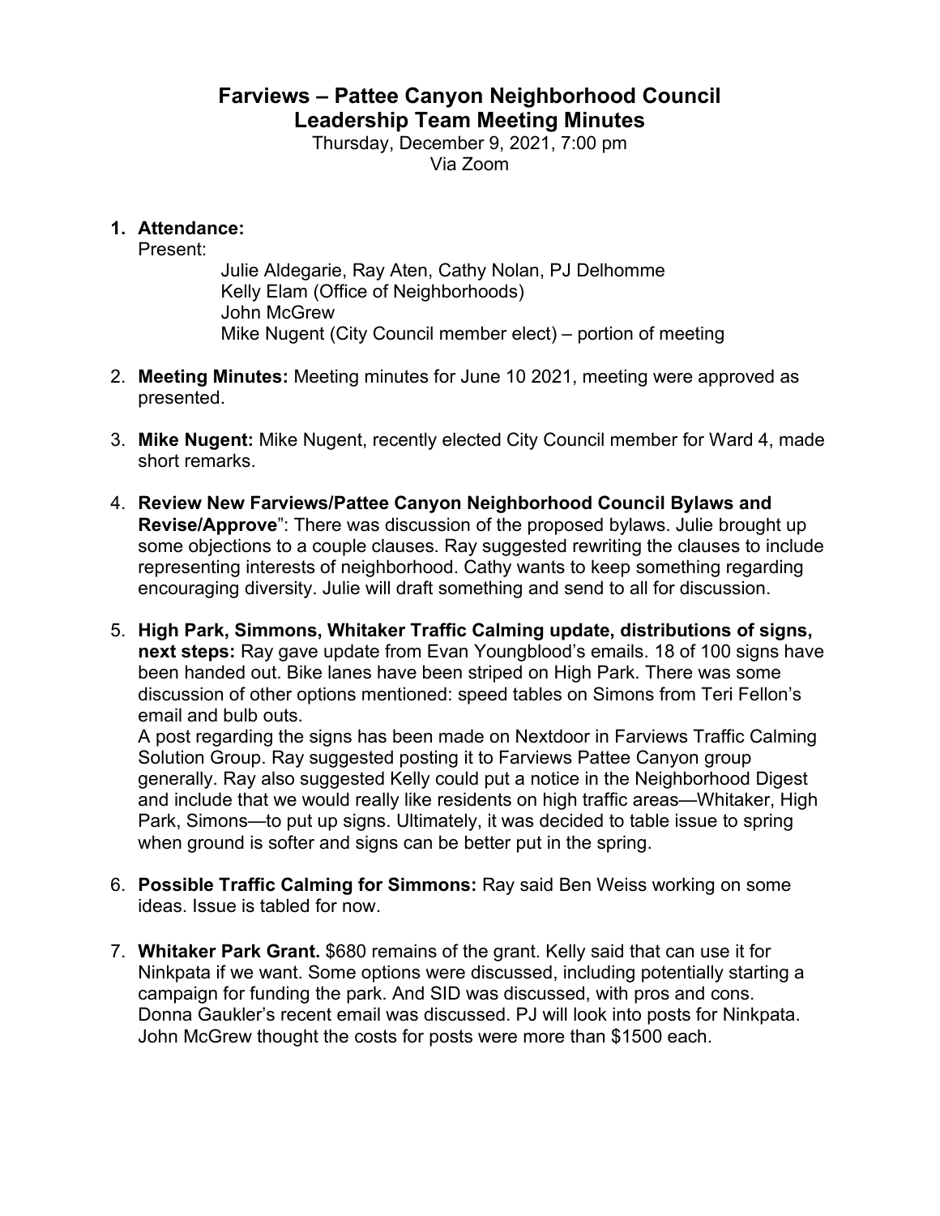# Farviews – Pattee Canyon Neighborhood Council
## Leadership Team Meeting Minutes

Thursday, December 9, 2021, 7:00 pm
Via Zoom

1. **Attendance:**
   Present:
   Julie Aldegarie, Ray Aten, Cathy Nolan, PJ Delhomme
   Kelly Elam (Office of Neighborhoods)
   John McGrew
   Mike Nugent (City Council member elect) – portion of meeting

2. **Meeting Minutes:** Meeting minutes for June 10 2021, meeting were approved as presented.

3. **Mike Nugent:** Mike Nugent, recently elected City Council member for Ward 4, made short remarks.

4. **Review New Farviews/Pattee Canyon Neighborhood Council Bylaws and Revise/Approve**": There was discussion of the proposed bylaws. Julie brought up some objections to a couple clauses. Ray suggested rewriting the clauses to include representing interests of neighborhood. Cathy wants to keep something regarding encouraging diversity. Julie will draft something and send to all for discussion.

5. **High Park, Simmons, Whitaker Traffic Calming update, distributions of signs, next steps:** Ray gave update from Evan Youngblood's emails. 18 of 100 signs have been handed out. Bike lanes have been striped on High Park. There was some discussion of other options mentioned: speed tables on Simons from Teri Fellon's email and bulb outs.
   A post regarding the signs has been made on Nextdoor in Farviews Traffic Calming Solution Group. Ray suggested posting it to Farviews Pattee Canyon group generally. Ray also suggested Kelly could put a notice in the Neighborhood Digest and include that we would really like residents on high traffic areas—Whitaker, High Park, Simons—to put up signs. Ultimately, it was decided to table issue to spring when ground is softer and signs can be better put in the spring.

6. **Possible Traffic Calming for Simmons:** Ray said Ben Weiss working on some ideas. Issue is tabled for now.

7. **Whitaker Park Grant.** $680 remains of the grant. Kelly said that can use it for Ninkpata if we want. Some options were discussed, including potentially starting a campaign for funding the park. And SID was discussed, with pros and cons. Donna Gaukler's recent email was discussed. PJ will look into posts for Ninkpata. John McGrew thought the costs for posts were more than $1500 each.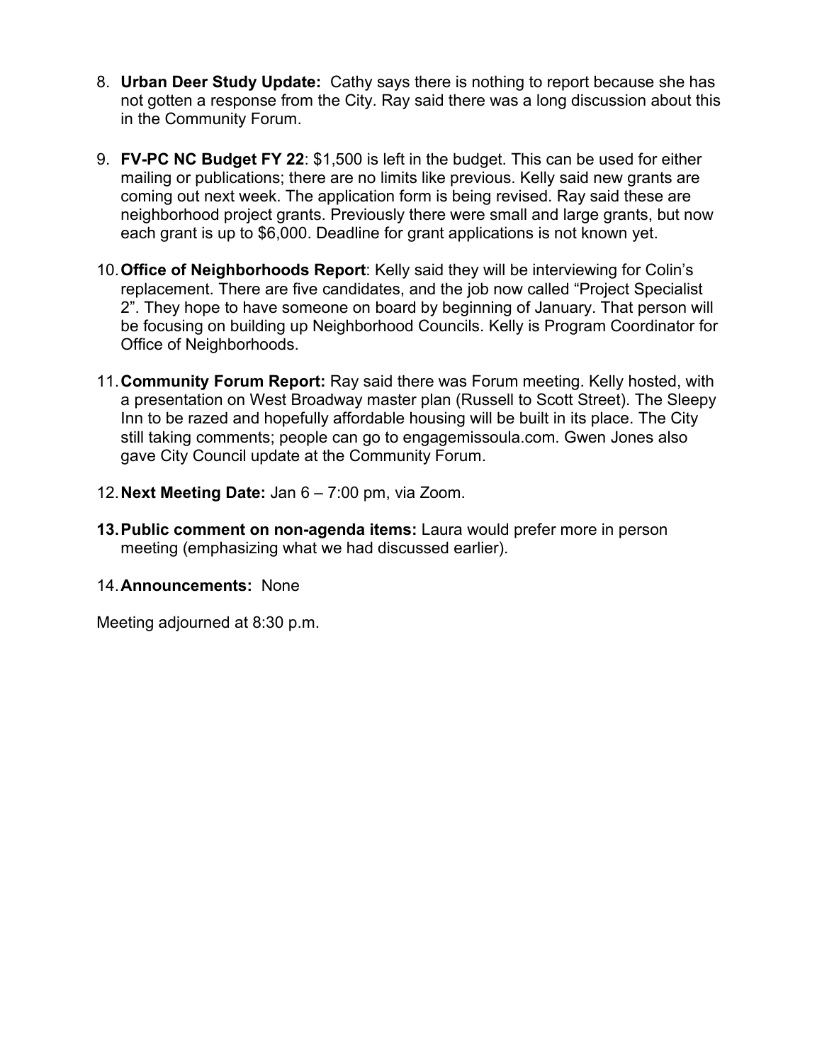8. **Urban Deer Study Update:** Cathy says there is nothing to report because she has not gotten a response from the City. Ray said there was a long discussion about this in the Community Forum.

9. **FV-PC NC Budget FY 22**: $1,500 is left in the budget. This can be used for either mailing or publications; there are no limits like previous. Kelly said new grants are coming out next week. The application form is being revised. Ray said these are neighborhood project grants. Previously there were small and large grants, but now each grant is up to $6,000. Deadline for grant applications is not known yet.

10. **Office of Neighborhoods Report**: Kelly said they will be interviewing for Colin's replacement. There are five candidates, and the job now called "Project Specialist 2". They hope to have someone on board by beginning of January. That person will be focusing on building up Neighborhood Councils. Kelly is Program Coordinator for Office of Neighborhoods.

11. **Community Forum Report:** Ray said there was Forum meeting. Kelly hosted, with a presentation on West Broadway master plan (Russell to Scott Street). The Sleepy Inn to be razed and hopefully affordable housing will be built in its place. The City still taking comments; people can go to engagemissoula.com. Gwen Jones also gave City Council update at the Community Forum.

12. **Next Meeting Date:** Jan 6 – 7:00 pm, via Zoom.

13. **Public comment on non-agenda items:** Laura would prefer more in person meeting (emphasizing what we had discussed earlier).

14. **Announcements:** None

Meeting adjourned at 8:30 p.m.